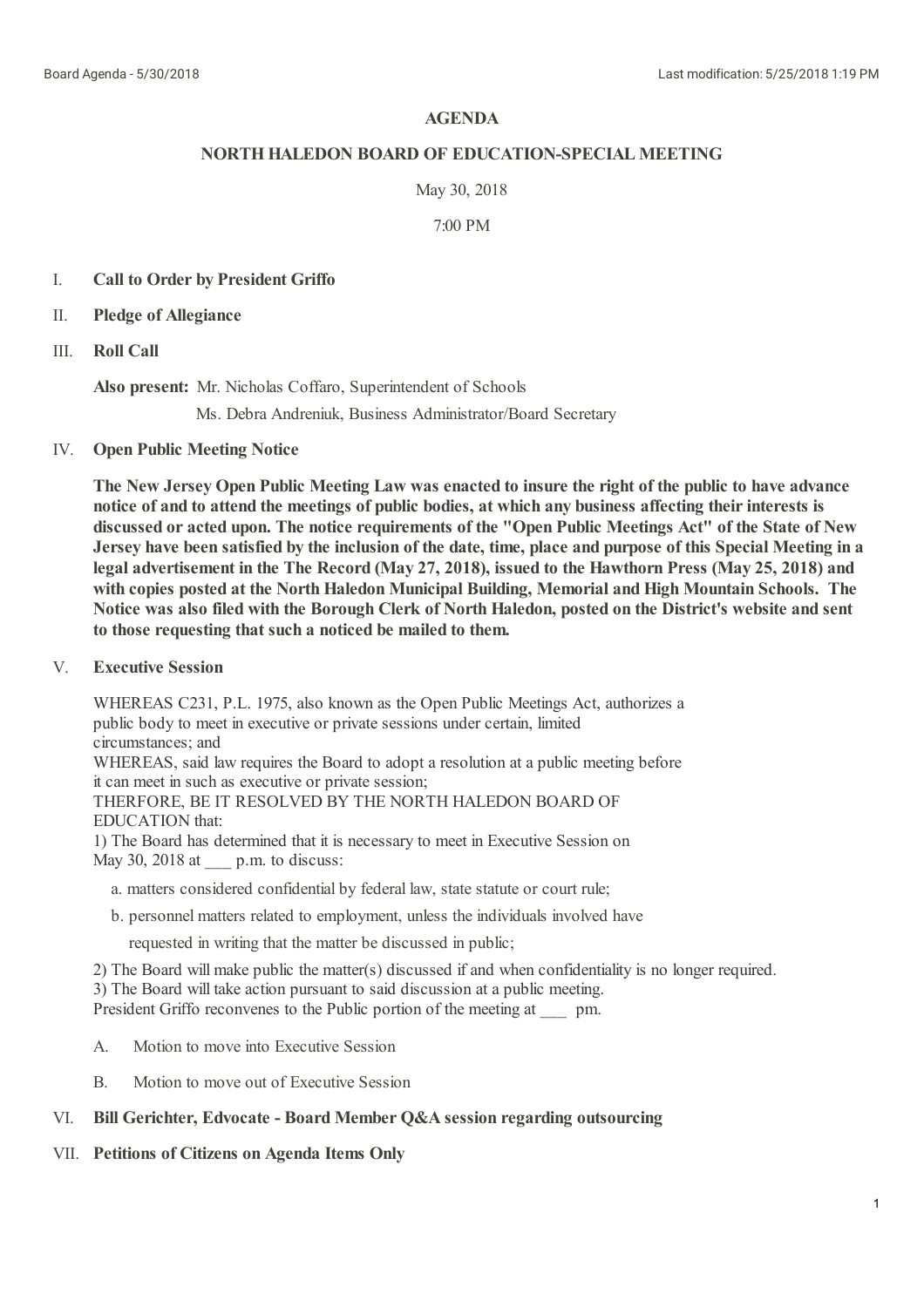# AGENDA

## NORTH HALEDON BOARD OF EDUCATION-SPECIAL MEETING

May 30, 2018

7:00 PM

I. **Call to Order by President Griffo**

II. **Pledge of Allegiance**

III. **Roll Call**

**Also present:** Mr. Nicholas Coffaro, Superintendent of Schools
Ms. Debra Andreniuk, Business Administrator/Board Secretary

IV. **Open Public Meeting Notice**

**The New Jersey Open Public Meeting Law was enacted to insure the right of the public to have advance notice of and to attend the meetings of public bodies, at which any business affecting their interests is discussed or acted upon. The notice requirements of the "Open Public Meetings Act" of the State of New Jersey have been satisfied by the inclusion of the date, time, place and purpose of this Special Meeting in a legal advertisement in the The Record (May 27, 2018), issued to the Hawthorn Press (May 25, 2018) and with copies posted at the North Haledon Municipal Building, Memorial and High Mountain Schools. The Notice was also filed with the Borough Clerk of North Haledon, posted on the District's website and sent to those requesting that such a noticed be mailed to them.**

V. **Executive Session**

WHEREAS C231, P.L. 1975, also known as the Open Public Meetings Act, authorizes a public body to meet in executive or private sessions under certain, limited circumstances; and
WHEREAS, said law requires the Board to adopt a resolution at a public meeting before it can meet in such as executive or private session;
THERFORE, BE IT RESOLVED BY THE NORTH HALEDON BOARD OF EDUCATION that:
1) The Board has determined that it is necessary to meet in Executive Session on May 30, 2018 at ___ p.m. to discuss:

a. matters considered confidential by federal law, state statute or court rule;

b. personnel matters related to employment, unless the individuals involved have requested in writing that the matter be discussed in public;

2) The Board will make public the matter(s) discussed if and when confidentiality is no longer required.
3) The Board will take action pursuant to said discussion at a public meeting.
President Griffo reconvenes to the Public portion of the meeting at ___ pm.

A. Motion to move into Executive Session

B. Motion to move out of Executive Session

VI. **Bill Gerichter, Edvocate - Board Member Q&A session regarding outsourcing**

VII. **Petitions of Citizens on Agenda Items Only**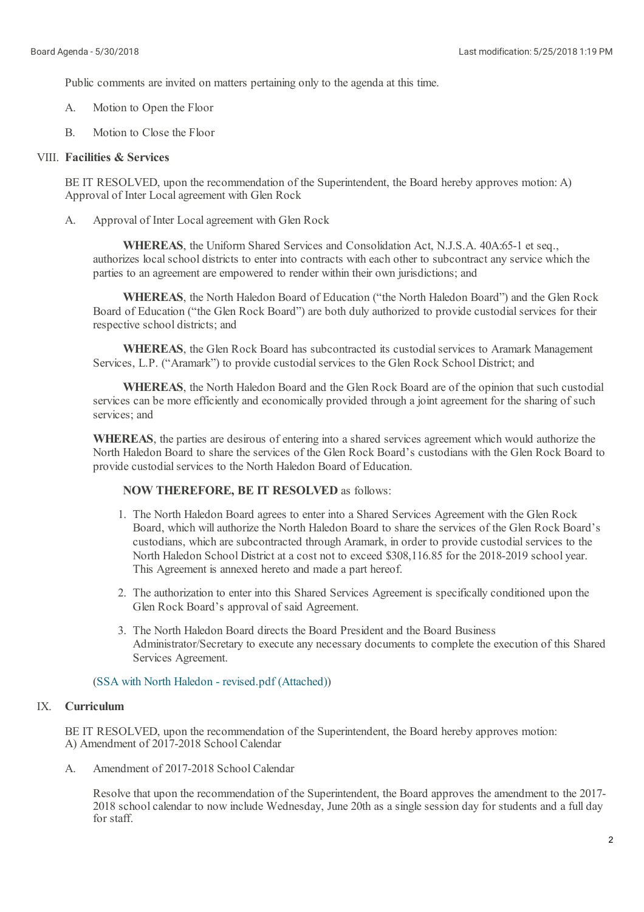Public comments are invited on matters pertaining only to the agenda at this time.

A. Motion to Open the Floor

B. Motion to Close the Floor

## VIII. Facilities & Services

BE IT RESOLVED, upon the recommendation of the Superintendent, the Board hereby approves motion: A) Approval of Inter Local agreement with Glen Rock

A. Approval of Inter Local agreement with Glen Rock

**WHEREAS**, the Uniform Shared Services and Consolidation Act, N.J.S.A. 40A:65-1 et seq., authorizes local school districts to enter into contracts with each other to subcontract any service which the parties to an agreement are empowered to render within their own jurisdictions; and

**WHEREAS**, the North Haledon Board of Education ("the North Haledon Board") and the Glen Rock Board of Education ("the Glen Rock Board") are both duly authorized to provide custodial services for their respective school districts; and

**WHEREAS**, the Glen Rock Board has subcontracted its custodial services to Aramark Management Services, L.P. ("Aramark") to provide custodial services to the Glen Rock School District; and

**WHEREAS**, the North Haledon Board and the Glen Rock Board are of the opinion that such custodial services can be more efficiently and economically provided through a joint agreement for the sharing of such services; and

**WHEREAS**, the parties are desirous of entering into a shared services agreement which would authorize the North Haledon Board to share the services of the Glen Rock Board's custodians with the Glen Rock Board to provide custodial services to the North Haledon Board of Education.

**NOW THEREFORE, BE IT RESOLVED** as follows:

1. The North Haledon Board agrees to enter into a Shared Services Agreement with the Glen Rock Board, which will authorize the North Haledon Board to share the services of the Glen Rock Board's custodians, which are subcontracted through Aramark, in order to provide custodial services to the North Haledon School District at a cost not to exceed $308,116.85 for the 2018-2019 school year. This Agreement is annexed hereto and made a part hereof.
2. The authorization to enter into this Shared Services Agreement is specifically conditioned upon the Glen Rock Board's approval of said Agreement.
3. The North Haledon Board directs the Board President and the Board Business Administrator/Secretary to execute any necessary documents to complete the execution of this Shared Services Agreement.

(SSA with North Haledon - revised.pdf (Attached))

## IX. Curriculum

BE IT RESOLVED, upon the recommendation of the Superintendent, the Board hereby approves motion: A) Amendment of 2017-2018 School Calendar

A. Amendment of 2017-2018 School Calendar

Resolve that upon the recommendation of the Superintendent, the Board approves the amendment to the 2017-2018 school calendar to now include Wednesday, June 20th as a single session day for students and a full day for staff.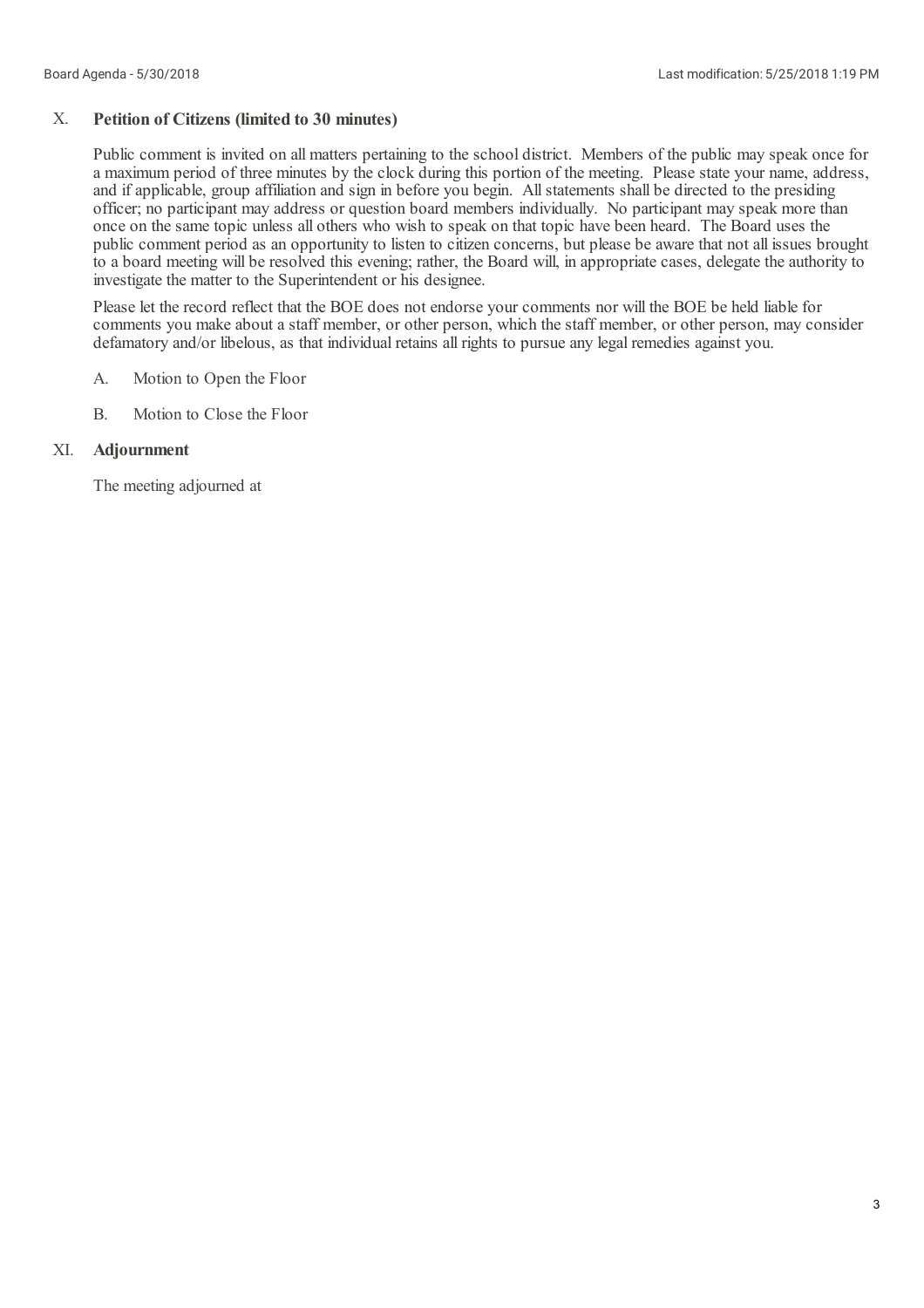## X. **Petition of Citizens (limited to 30 minutes)**

Public comment is invited on all matters pertaining to the school district. Members of the public may speak once for a maximum period of three minutes by the clock during this portion of the meeting. Please state your name, address, and if applicable, group affiliation and sign in before you begin. All statements shall be directed to the presiding officer; no participant may address or question board members individually. No participant may speak more than once on the same topic unless all others who wish to speak on that topic have been heard. The Board uses the public comment period as an opportunity to listen to citizen concerns, but please be aware that not all issues brought to a board meeting will be resolved this evening; rather, the Board will, in appropriate cases, delegate the authority to investigate the matter to the Superintendent or his designee.

Please let the record reflect that the BOE does not endorse your comments nor will the BOE be held liable for comments you make about a staff member, or other person, which the staff member, or other person, may consider defamatory and/or libelous, as that individual retains all rights to pursue any legal remedies against you.

A. Motion to Open the Floor

B. Motion to Close the Floor

## XI. **Adjournment**

The meeting adjourned at